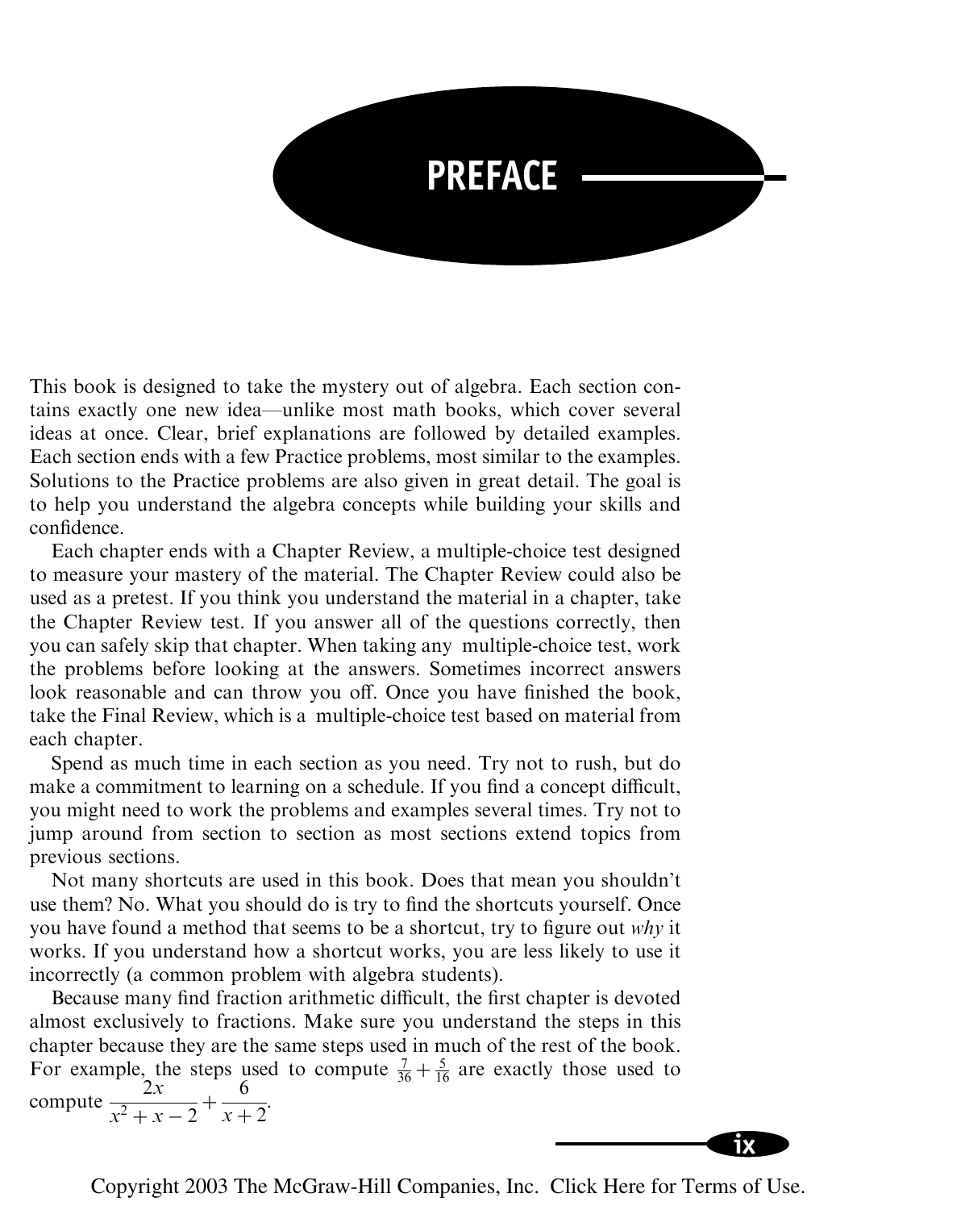# PREFACE

This book is designed to take the mystery out of algebra. Each section contains exactly one new idea—unlike most math books, which cover several ideas at once. Clear, brief explanations are followed by detailed examples. Each section ends with a few Practice problems, most similar to the examples. Solutions to the Practice problems are also given in great detail. The goal is to help you understand the algebra concepts while building your skills and confidence.

Each chapter ends with a Chapter Review, a multiple-choice test designed to measure your mastery of the material. The Chapter Review could also be used as a pretest. If you think you understand the material in a chapter, take the Chapter Review test. If you answer all of the questions correctly, then you can safely skip that chapter. When taking any multiple-choice test, work the problems before looking at the answers. Sometimes incorrect answers look reasonable and can throw you off. Once you have finished the book, take the Final Review, which is a multiple-choice test based on material from each chapter.

Spend as much time in each section as you need. Try not to rush, but do make a commitment to learning on a schedule. If you find a concept difficult, you might need to work the problems and examples several times. Try not to jump around from section to section as most sections extend topics from previous sections.

Not many shortcuts are used in this book. Does that mean you shouldn't use them? No. What you should do is try to find the shortcuts yourself. Once you have found a method that seems to be a shortcut, try to figure out *why* it works. If you understand how a shortcut works, you are less likely to use it incorrectly (a common problem with algebra students).

Because many find fraction arithmetic difficult, the first chapter is devoted almost exclusively to fractions. Make sure you understand the steps in this chapter because they are the same steps used in much of the rest of the book. For example, the steps used to compute $\frac{7}{36} + \frac{5}{16}$ are exactly those used to compute $\dfrac{2x}{x^2 + x - 2} + \dfrac{6}{x + 2}$.

Copyright 2003 The McGraw-Hill Companies, Inc. Click Here for Terms of Use.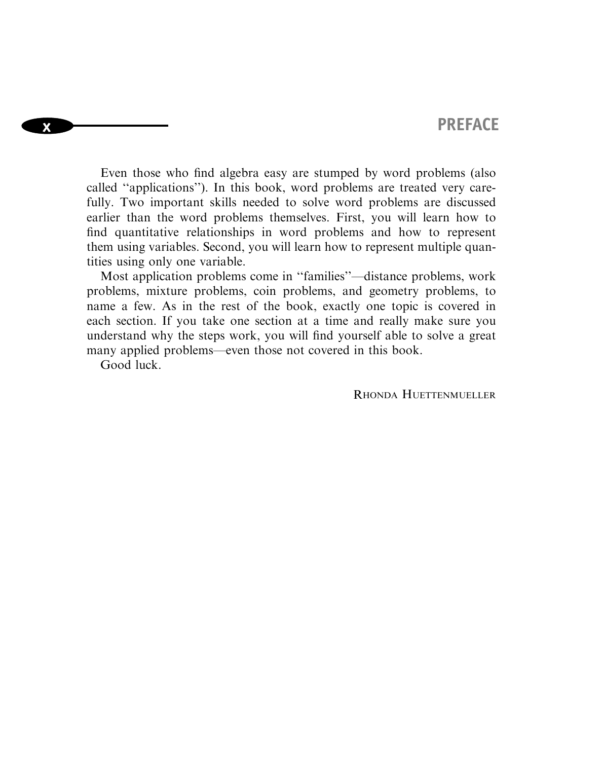Even those who find algebra easy are stumped by word problems (also called "applications"). In this book, word problems are treated very carefully. Two important skills needed to solve word problems are discussed earlier than the word problems themselves. First, you will learn how to find quantitative relationships in word problems and how to represent them using variables. Second, you will learn how to represent multiple quantities using only one variable.

Most application problems come in "families"—distance problems, work problems, mixture problems, coin problems, and geometry problems, to name a few. As in the rest of the book, exactly one topic is covered in each section. If you take one section at a time and really make sure you understand why the steps work, you will find yourself able to solve a great many applied problems—even those not covered in this book.

Good luck.

RHONDA HUETTENMUELLER